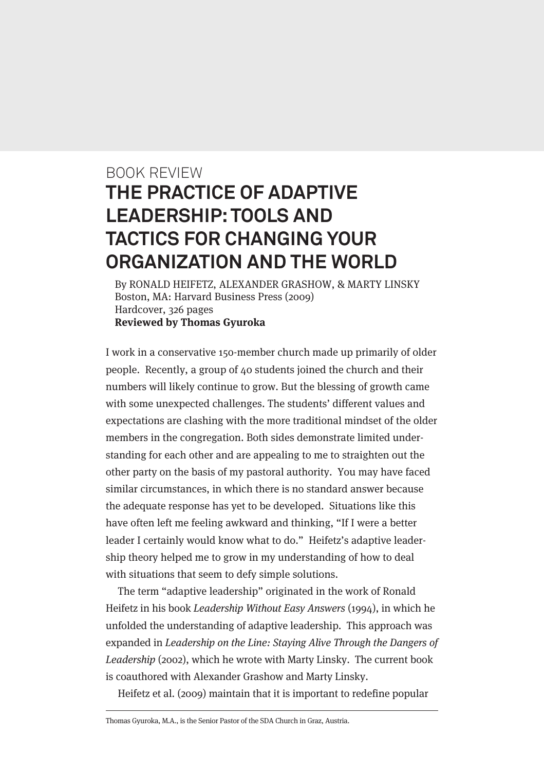BOOK REVIEW

# THE PRACTICE OF ADAPTIVE LEADERSHIP: TOOLS AND TACTICS FOR CHANGING YOUR ORGANIZATION AND THE WORLD

By RONALD HEIFETZ, ALEXANDER GRASHOW, & MARTY LINSKY
Boston, MA: Harvard Business Press (2009)
Hardcover, 326 pages
**Reviewed by Thomas Gyuroka**

I work in a conservative 150-member church made up primarily of older people. Recently, a group of 40 students joined the church and their numbers will likely continue to grow. But the blessing of growth came with some unexpected challenges. The students' different values and expectations are clashing with the more traditional mindset of the older members in the congregation. Both sides demonstrate limited understanding for each other and are appealing to me to straighten out the other party on the basis of my pastoral authority. You may have faced similar circumstances, in which there is no standard answer because the adequate response has yet to be developed. Situations like this have often left me feeling awkward and thinking, "If I were a better leader I certainly would know what to do." Heifetz's adaptive leadership theory helped me to grow in my understanding of how to deal with situations that seem to defy simple solutions.

The term "adaptive leadership" originated in the work of Ronald Heifetz in his book *Leadership Without Easy Answers* (1994), in which he unfolded the understanding of adaptive leadership. This approach was expanded in *Leadership on the Line: Staying Alive Through the Dangers of Leadership* (2002), which he wrote with Marty Linsky. The current book is coauthored with Alexander Grashow and Marty Linsky.

Heifetz et al. (2009) maintain that it is important to redefine popular

Thomas Gyuroka, M.A., is the Senior Pastor of the SDA Church in Graz, Austria.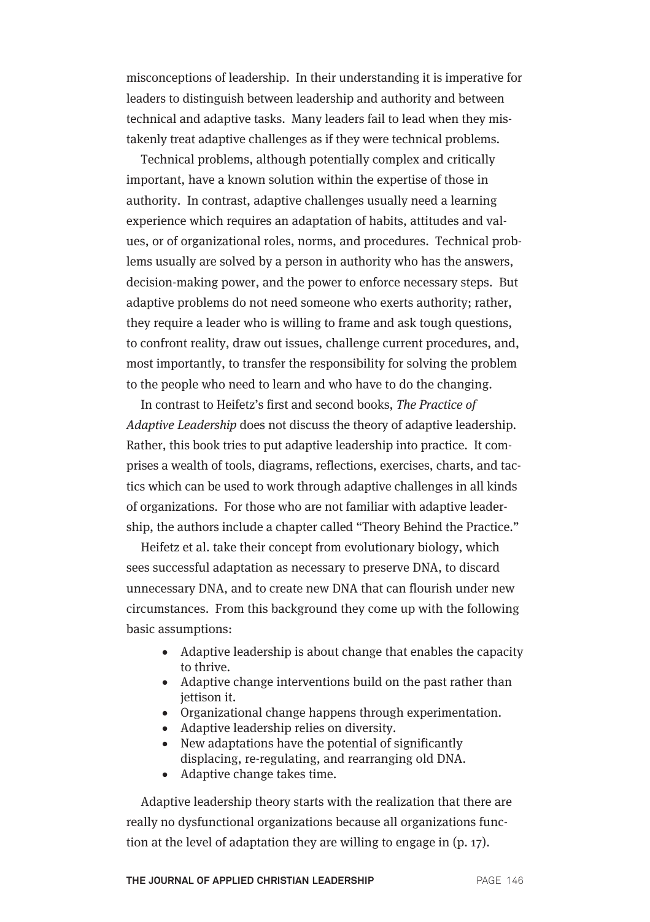misconceptions of leadership. In their understanding it is imperative for leaders to distinguish between leadership and authority and between technical and adaptive tasks. Many leaders fail to lead when they mistakenly treat adaptive challenges as if they were technical problems.

Technical problems, although potentially complex and critically important, have a known solution within the expertise of those in authority. In contrast, adaptive challenges usually need a learning experience which requires an adaptation of habits, attitudes and values, or of organizational roles, norms, and procedures. Technical problems usually are solved by a person in authority who has the answers, decision-making power, and the power to enforce necessary steps. But adaptive problems do not need someone who exerts authority; rather, they require a leader who is willing to frame and ask tough questions, to confront reality, draw out issues, challenge current procedures, and, most importantly, to transfer the responsibility for solving the problem to the people who need to learn and who have to do the changing.

In contrast to Heifetz's first and second books, *The Practice of Adaptive Leadership* does not discuss the theory of adaptive leadership. Rather, this book tries to put adaptive leadership into practice. It comprises a wealth of tools, diagrams, reflections, exercises, charts, and tactics which can be used to work through adaptive challenges in all kinds of organizations. For those who are not familiar with adaptive leadership, the authors include a chapter called "Theory Behind the Practice."

Heifetz et al. take their concept from evolutionary biology, which sees successful adaptation as necessary to preserve DNA, to discard unnecessary DNA, and to create new DNA that can flourish under new circumstances. From this background they come up with the following basic assumptions:

- Adaptive leadership is about change that enables the capacity to thrive.
- Adaptive change interventions build on the past rather than jettison it.
- Organizational change happens through experimentation.
- Adaptive leadership relies on diversity.
- New adaptations have the potential of significantly displacing, re-regulating, and rearranging old DNA.
- Adaptive change takes time.

Adaptive leadership theory starts with the realization that there are really no dysfunctional organizations because all organizations function at the level of adaptation they are willing to engage in (p. 17).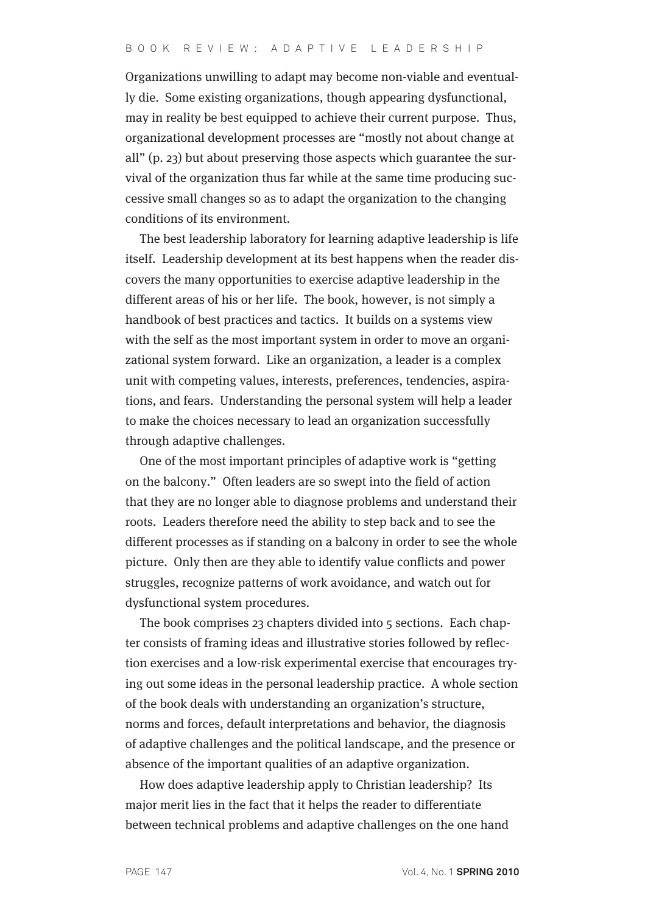Organizations unwilling to adapt may become non-viable and eventually die. Some existing organizations, though appearing dysfunctional, may in reality be best equipped to achieve their current purpose. Thus, organizational development processes are "mostly not about change at all" (p. 23) but about preserving those aspects which guarantee the survival of the organization thus far while at the same time producing successive small changes so as to adapt the organization to the changing conditions of its environment.

The best leadership laboratory for learning adaptive leadership is life itself. Leadership development at its best happens when the reader discovers the many opportunities to exercise adaptive leadership in the different areas of his or her life. The book, however, is not simply a handbook of best practices and tactics. It builds on a systems view with the self as the most important system in order to move an organizational system forward. Like an organization, a leader is a complex unit with competing values, interests, preferences, tendencies, aspirations, and fears. Understanding the personal system will help a leader to make the choices necessary to lead an organization successfully through adaptive challenges.

One of the most important principles of adaptive work is "getting on the balcony." Often leaders are so swept into the field of action that they are no longer able to diagnose problems and understand their roots. Leaders therefore need the ability to step back and to see the different processes as if standing on a balcony in order to see the whole picture. Only then are they able to identify value conflicts and power struggles, recognize patterns of work avoidance, and watch out for dysfunctional system procedures.

The book comprises 23 chapters divided into 5 sections. Each chapter consists of framing ideas and illustrative stories followed by reflection exercises and a low-risk experimental exercise that encourages trying out some ideas in the personal leadership practice. A whole section of the book deals with understanding an organization's structure, norms and forces, default interpretations and behavior, the diagnosis of adaptive challenges and the political landscape, and the presence or absence of the important qualities of an adaptive organization.

How does adaptive leadership apply to Christian leadership? Its major merit lies in the fact that it helps the reader to differentiate between technical problems and adaptive challenges on the one hand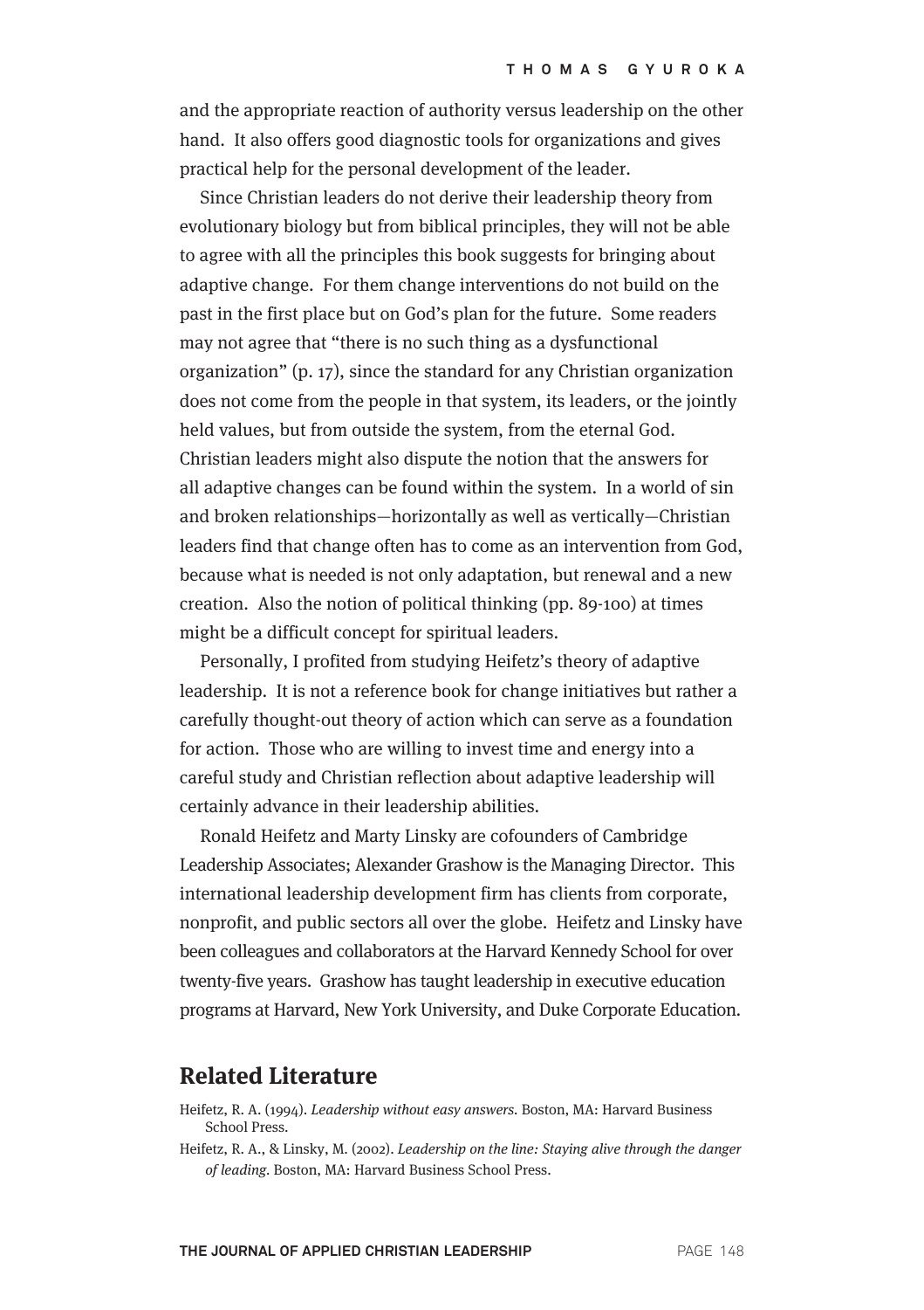and the appropriate reaction of authority versus leadership on the other hand. It also offers good diagnostic tools for organizations and gives practical help for the personal development of the leader.

Since Christian leaders do not derive their leadership theory from evolutionary biology but from biblical principles, they will not be able to agree with all the principles this book suggests for bringing about adaptive change. For them change interventions do not build on the past in the first place but on God's plan for the future. Some readers may not agree that "there is no such thing as a dysfunctional organization" (p. 17), since the standard for any Christian organization does not come from the people in that system, its leaders, or the jointly held values, but from outside the system, from the eternal God. Christian leaders might also dispute the notion that the answers for all adaptive changes can be found within the system. In a world of sin and broken relationships—horizontally as well as vertically—Christian leaders find that change often has to come as an intervention from God, because what is needed is not only adaptation, but renewal and a new creation. Also the notion of political thinking (pp. 89-100) at times might be a difficult concept for spiritual leaders.

Personally, I profited from studying Heifetz's theory of adaptive leadership. It is not a reference book for change initiatives but rather a carefully thought-out theory of action which can serve as a foundation for action. Those who are willing to invest time and energy into a careful study and Christian reflection about adaptive leadership will certainly advance in their leadership abilities.

Ronald Heifetz and Marty Linsky are cofounders of Cambridge Leadership Associates; Alexander Grashow is the Managing Director. This international leadership development firm has clients from corporate, nonprofit, and public sectors all over the globe. Heifetz and Linsky have been colleagues and collaborators at the Harvard Kennedy School for over twenty-five years. Grashow has taught leadership in executive education programs at Harvard, New York University, and Duke Corporate Education.

## Related Literature

Heifetz, R. A. (1994). *Leadership without easy answers.* Boston, MA: Harvard Business School Press.

Heifetz, R. A., & Linsky, M. (2002). *Leadership on the line: Staying alive through the danger of leading.* Boston, MA: Harvard Business School Press.